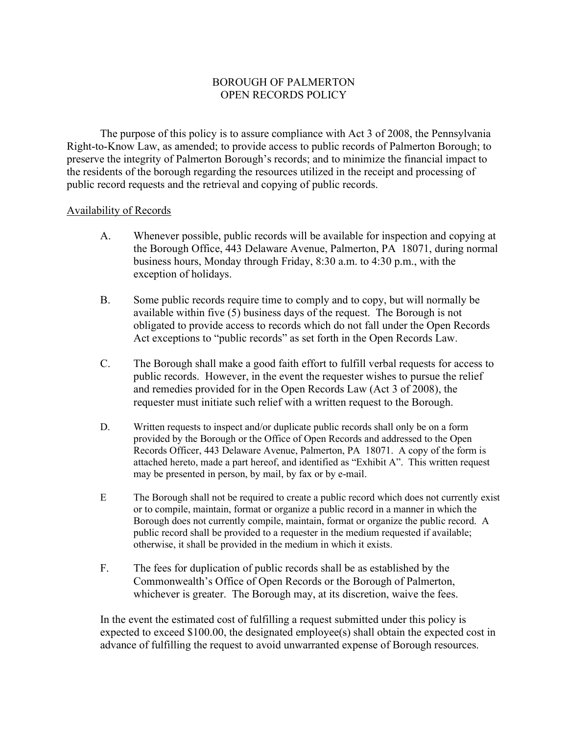# BOROUGH OF PALMERTON
## OPEN RECORDS POLICY

The purpose of this policy is to assure compliance with Act 3 of 2008, the Pennsylvania Right-to-Know Law, as amended; to provide access to public records of Palmerton Borough; to preserve the integrity of Palmerton Borough's records; and to minimize the financial impact to the residents of the borough regarding the resources utilized in the receipt and processing of public record requests and the retrieval and copying of public records.

<u>Availability of Records</u>

A. Whenever possible, public records will be available for inspection and copying at the Borough Office, 443 Delaware Avenue, Palmerton, PA 18071, during normal business hours, Monday through Friday, 8:30 a.m. to 4:30 p.m., with the exception of holidays.

B. Some public records require time to comply and to copy, but will normally be available within five (5) business days of the request. The Borough is not obligated to provide access to records which do not fall under the Open Records Act exceptions to "public records" as set forth in the Open Records Law.

C. The Borough shall make a good faith effort to fulfill verbal requests for access to public records. However, in the event the requester wishes to pursue the relief and remedies provided for in the Open Records Law (Act 3 of 2008), the requester must initiate such relief with a written request to the Borough.

D. Written requests to inspect and/or duplicate public records shall only be on a form provided by the Borough or the Office of Open Records and addressed to the Open Records Officer, 443 Delaware Avenue, Palmerton, PA 18071. A copy of the form is attached hereto, made a part hereof, and identified as "Exhibit A". This written request may be presented in person, by mail, by fax or by e-mail.

E The Borough shall not be required to create a public record which does not currently exist or to compile, maintain, format or organize a public record in a manner in which the Borough does not currently compile, maintain, format or organize the public record. A public record shall be provided to a requester in the medium requested if available; otherwise, it shall be provided in the medium in which it exists.

F. The fees for duplication of public records shall be as established by the Commonwealth's Office of Open Records or the Borough of Palmerton, whichever is greater. The Borough may, at its discretion, waive the fees.

In the event the estimated cost of fulfilling a request submitted under this policy is expected to exceed $100.00, the designated employee(s) shall obtain the expected cost in advance of fulfilling the request to avoid unwarranted expense of Borough resources.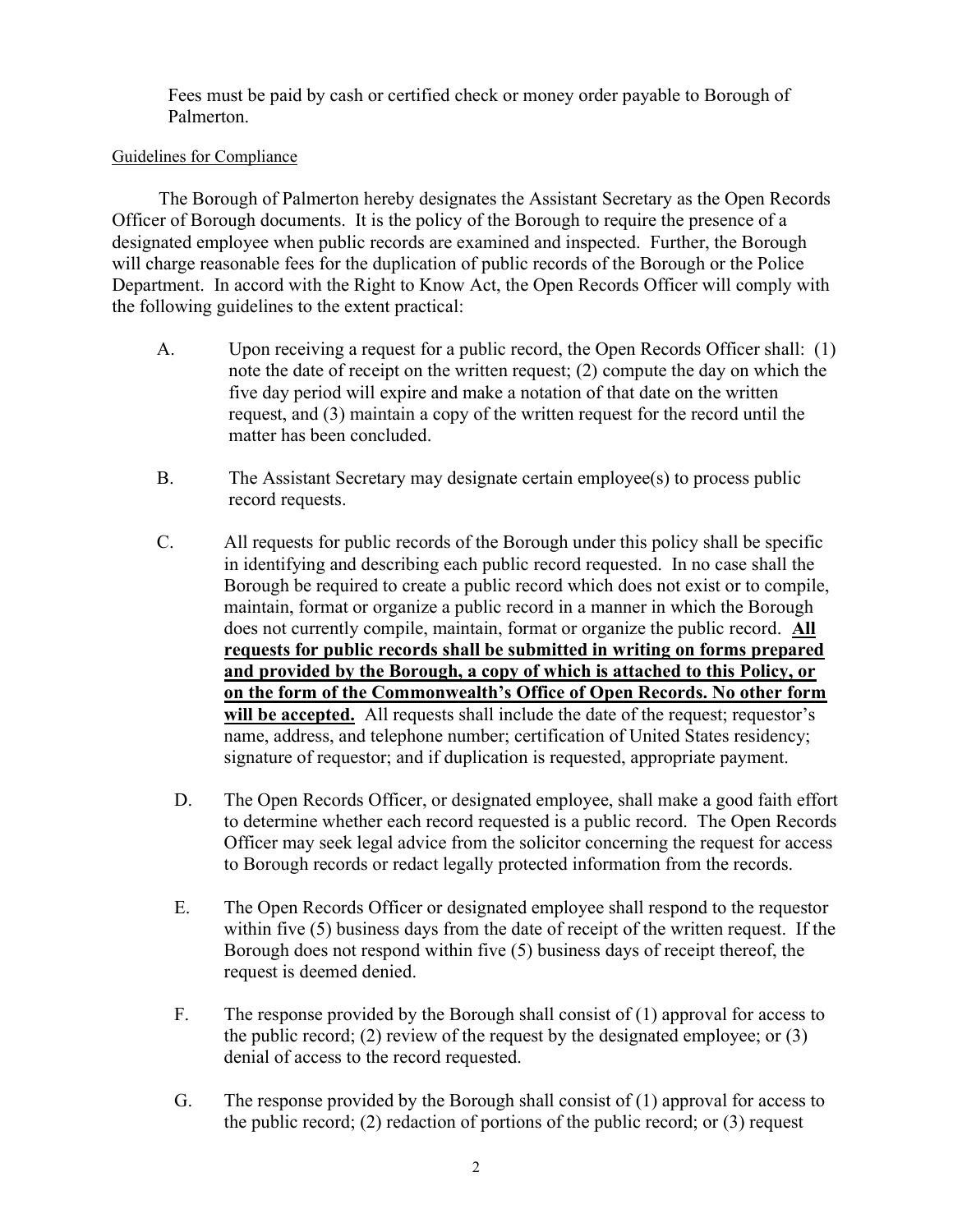Fees must be paid by cash or certified check or money order payable to Borough of Palmerton.

Guidelines for Compliance

The Borough of Palmerton hereby designates the Assistant Secretary as the Open Records Officer of Borough documents. It is the policy of the Borough to require the presence of a designated employee when public records are examined and inspected. Further, the Borough will charge reasonable fees for the duplication of public records of the Borough or the Police Department. In accord with the Right to Know Act, the Open Records Officer will comply with the following guidelines to the extent practical:

A. Upon receiving a request for a public record, the Open Records Officer shall: (1) note the date of receipt on the written request; (2) compute the day on which the five day period will expire and make a notation of that date on the written request, and (3) maintain a copy of the written request for the record until the matter has been concluded.

B. The Assistant Secretary may designate certain employee(s) to process public record requests.

C. All requests for public records of the Borough under this policy shall be specific in identifying and describing each public record requested. In no case shall the Borough be required to create a public record which does not exist or to compile, maintain, format or organize a public record in a manner in which the Borough does not currently compile, maintain, format or organize the public record. **All requests for public records shall be submitted in writing on forms prepared and provided by the Borough, a copy of which is attached to this Policy, or on the form of the Commonwealth's Office of Open Records. No other form will be accepted.** All requests shall include the date of the request; requestor's name, address, and telephone number; certification of United States residency; signature of requestor; and if duplication is requested, appropriate payment.

D. The Open Records Officer, or designated employee, shall make a good faith effort to determine whether each record requested is a public record. The Open Records Officer may seek legal advice from the solicitor concerning the request for access to Borough records or redact legally protected information from the records.

E. The Open Records Officer or designated employee shall respond to the requestor within five (5) business days from the date of receipt of the written request. If the Borough does not respond within five (5) business days of receipt thereof, the request is deemed denied.

F. The response provided by the Borough shall consist of (1) approval for access to the public record; (2) review of the request by the designated employee; or (3) denial of access to the record requested.

G. The response provided by the Borough shall consist of (1) approval for access to the public record; (2) redaction of portions of the public record; or (3) request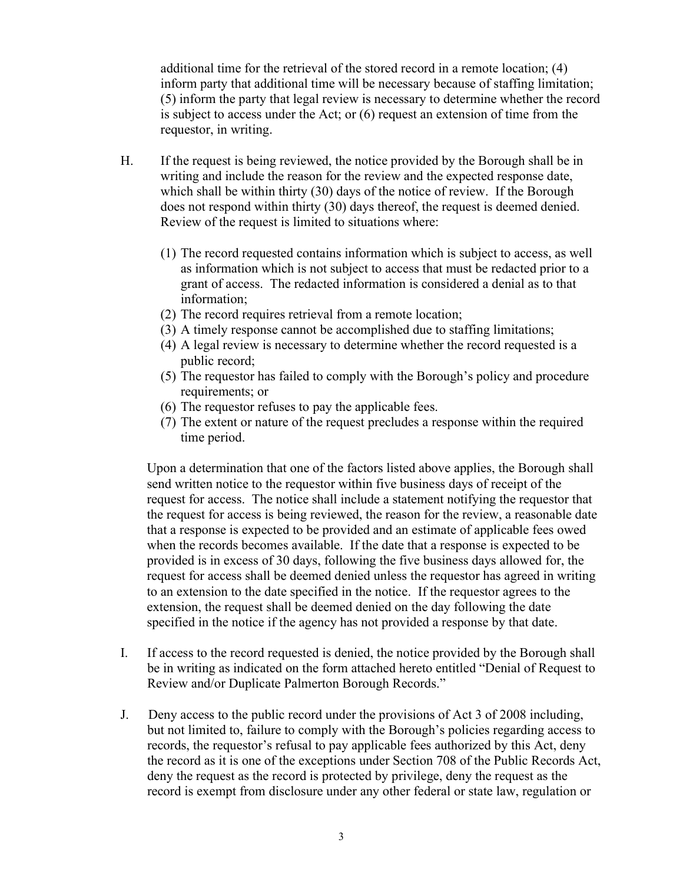additional time for the retrieval of the stored record in a remote location; (4) inform party that additional time will be necessary because of staffing limitation; (5) inform the party that legal review is necessary to determine whether the record is subject to access under the Act; or (6) request an extension of time from the requestor, in writing.

H. If the request is being reviewed, the notice provided by the Borough shall be in writing and include the reason for the review and the expected response date, which shall be within thirty (30) days of the notice of review. If the Borough does not respond within thirty (30) days thereof, the request is deemed denied. Review of the request is limited to situations where:

   (1) The record requested contains information which is subject to access, as well as information which is not subject to access that must be redacted prior to a grant of access. The redacted information is considered a denial as to that information;
   (2) The record requires retrieval from a remote location;
   (3) A timely response cannot be accomplished due to staffing limitations;
   (4) A legal review is necessary to determine whether the record requested is a public record;
   (5) The requestor has failed to comply with the Borough's policy and procedure requirements; or
   (6) The requestor refuses to pay the applicable fees.
   (7) The extent or nature of the request precludes a response within the required time period.

   Upon a determination that one of the factors listed above applies, the Borough shall send written notice to the requestor within five business days of receipt of the request for access. The notice shall include a statement notifying the requestor that the request for access is being reviewed, the reason for the review, a reasonable date that a response is expected to be provided and an estimate of applicable fees owed when the records becomes available. If the date that a response is expected to be provided is in excess of 30 days, following the five business days allowed for, the request for access shall be deemed denied unless the requestor has agreed in writing to an extension to the date specified in the notice. If the requestor agrees to the extension, the request shall be deemed denied on the day following the date specified in the notice if the agency has not provided a response by that date.

I. If access to the record requested is denied, the notice provided by the Borough shall be in writing as indicated on the form attached hereto entitled "Denial of Request to Review and/or Duplicate Palmerton Borough Records."

J. Deny access to the public record under the provisions of Act 3 of 2008 including, but not limited to, failure to comply with the Borough's policies regarding access to records, the requestor's refusal to pay applicable fees authorized by this Act, deny the record as it is one of the exceptions under Section 708 of the Public Records Act, deny the request as the record is protected by privilege, deny the request as the record is exempt from disclosure under any other federal or state law, regulation or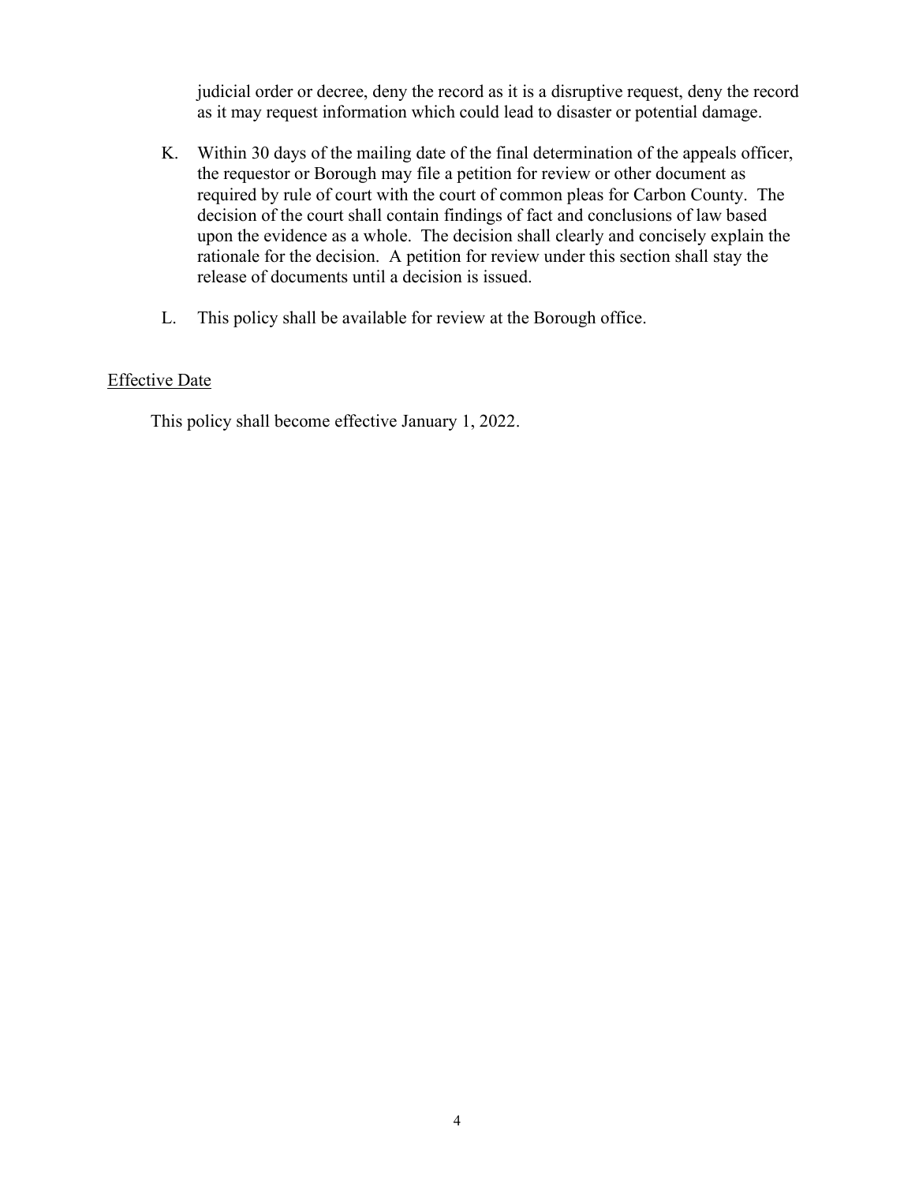judicial order or decree, deny the record as it is a disruptive request, deny the record as it may request information which could lead to disaster or potential damage.

K. Within 30 days of the mailing date of the final determination of the appeals officer, the requestor or Borough may file a petition for review or other document as required by rule of court with the court of common pleas for Carbon County. The decision of the court shall contain findings of fact and conclusions of law based upon the evidence as a whole. The decision shall clearly and concisely explain the rationale for the decision. A petition for review under this section shall stay the release of documents until a decision is issued.

L. This policy shall be available for review at the Borough office.

Effective Date

This policy shall become effective January 1, 2022.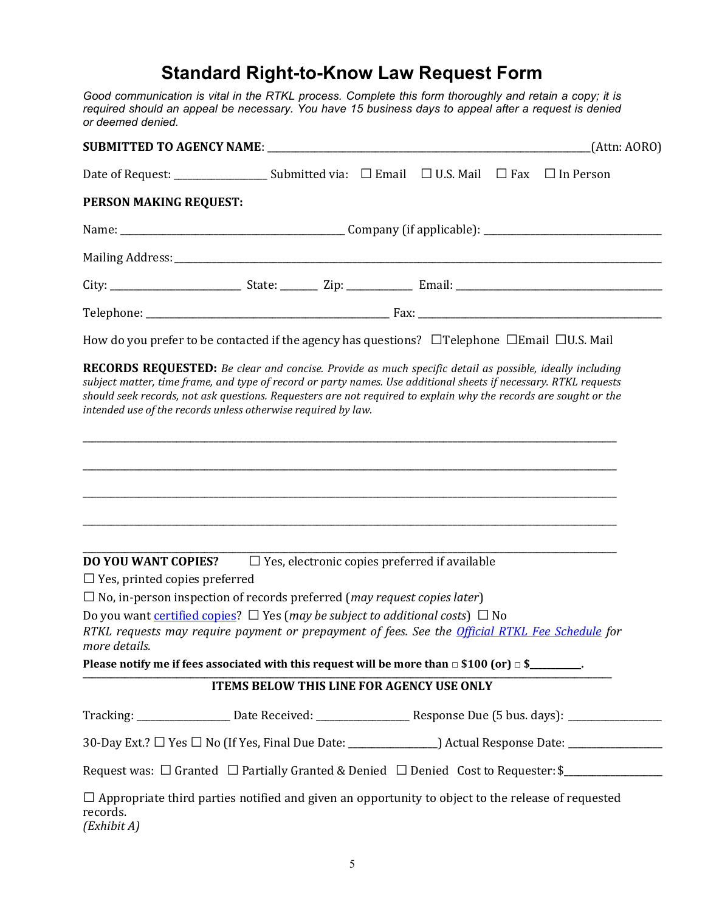# Standard Right-to-Know Law Request Form

*Good communication is vital in the RTKL process. Complete this form thoroughly and retain a copy; it is required should an appeal be necessary. You have 15 business days to appeal after a request is denied or deemed denied.*

**SUBMITTED TO AGENCY NAME**: ______________________________________________________(Attn: AORO)

Date of Request: ________________ Submitted via: ☐ Email ☐ U.S. Mail ☐ Fax ☐ In Person

**PERSON MAKING REQUEST:**

Name: ________________________________________ Company (if applicable): ______________________________

Mailing Address: ________________________________________________________________________________

City: _______________________ State: ______ Zip: ___________ Email: _____________________________________

Telephone: ____________________________________________ Fax: ____________________________________________

How do you prefer to be contacted if the agency has questions? ☐Telephone ☐Email ☐U.S. Mail

**RECORDS REQUESTED:** *Be clear and concise. Provide as much specific detail as possible, ideally including subject matter, time frame, and type of record or party names. Use additional sheets if necessary. RTKL requests should seek records, not ask questions. Requesters are not required to explain why the records are sought or the intended use of the records unless otherwise required by law.*

_____________________________________________________________________________________________________

_____________________________________________________________________________________________________

_____________________________________________________________________________________________________

_____________________________________________________________________________________________________

_____________________________________________________________________________________________________

**DO YOU WANT COPIES?** ☐ Yes, electronic copies preferred if available

☐ Yes, printed copies preferred

☐ No, in-person inspection of records preferred (*may request copies later*)

Do you want certified copies? ☐ Yes (*may be subject to additional costs*) ☐ No

*RTKL requests may require payment or prepayment of fees. See the Official RTKL Fee Schedule for more details.*

**Please notify me if fees associated with this request will be more than □ $100 (or) □ $__________.**

**ITEMS BELOW THIS LINE FOR AGENCY USE ONLY**

Tracking: ________________ Date Received: ________________ Response Due (5 bus. days): ________________

30-Day Ext.? ☐ Yes ☐ No (If Yes, Final Due Date: ________________) Actual Response Date: ________________

Request was: ☐ Granted ☐ Partially Granted & Denied ☐ Denied Cost to Requester: $________________

☐ Appropriate third parties notified and given an opportunity to object to the release of requested records.

*(Exhibit A)*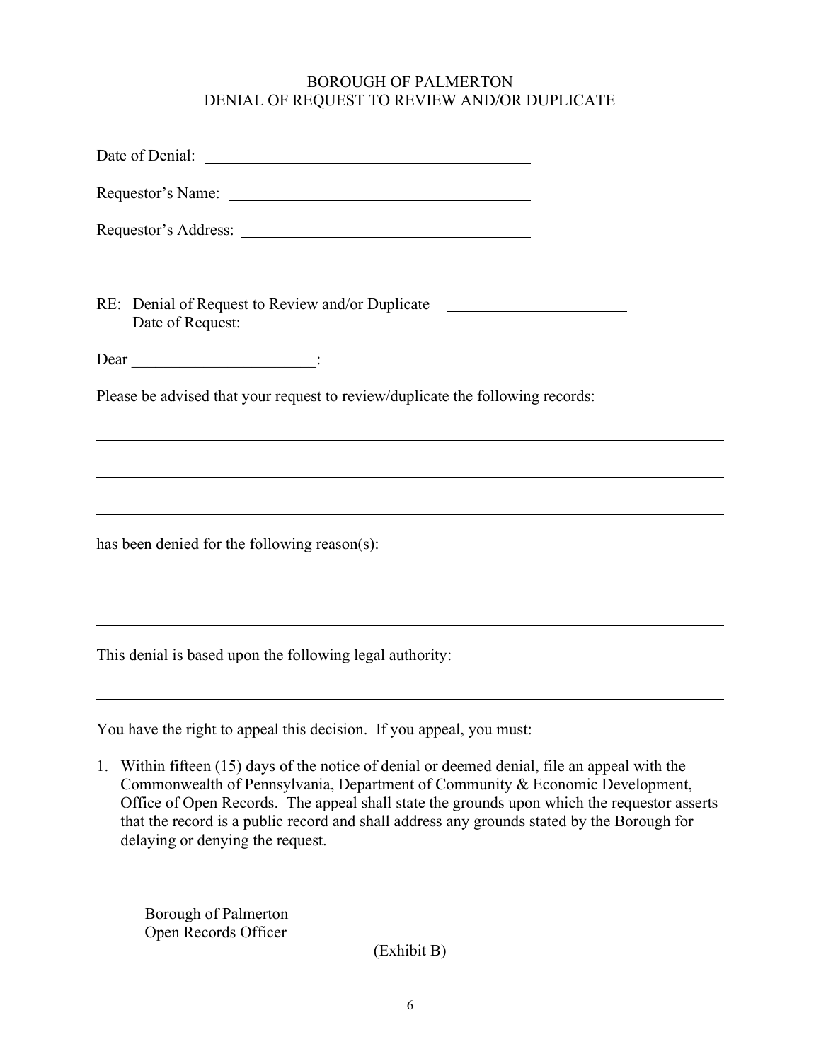# BOROUGH OF PALMERTON
## DENIAL OF REQUEST TO REVIEW AND/OR DUPLICATE

Date of Denial: ______________________________

Requestor's Name: ______________________________

Requestor's Address: ______________________________

______________________________

RE: Denial of Request to Review and/or Duplicate ____________________
Date of Request: ________________

Dear ____________________:

Please be advised that your request to review/duplicate the following records:

______________________________________________________________________

______________________________________________________________________

______________________________________________________________________

has been denied for the following reason(s):

______________________________________________________________________

______________________________________________________________________

This denial is based upon the following legal authority:

______________________________________________________________________

You have the right to appeal this decision. If you appeal, you must:

1. Within fifteen (15) days of the notice of denial or deemed denial, file an appeal with the Commonwealth of Pennsylvania, Department of Community & Economic Development, Office of Open Records. The appeal shall state the grounds upon which the requestor asserts that the record is a public record and shall address any grounds stated by the Borough for delaying or denying the request.

______________________________________

Borough of Palmerton
Open Records Officer

(Exhibit B)